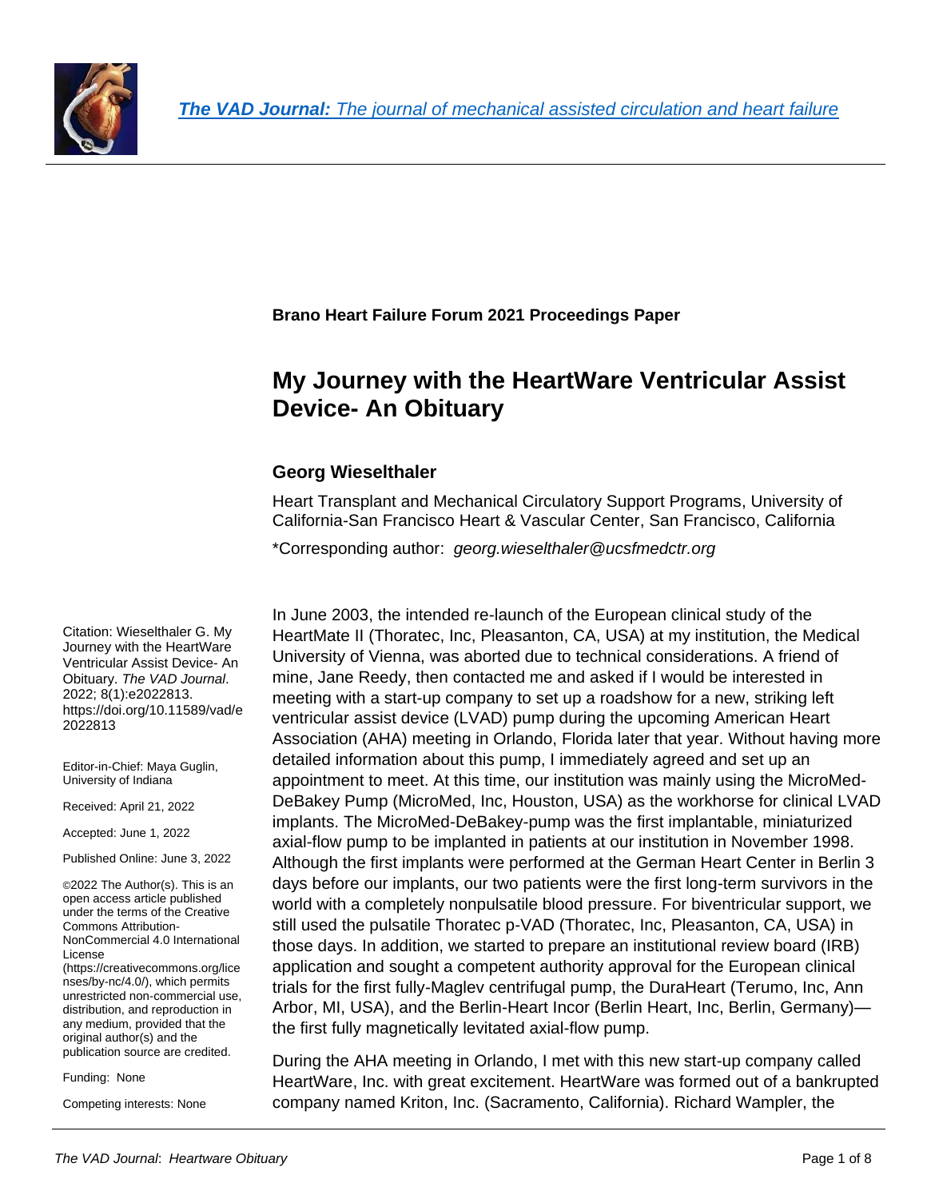**Brano Heart Failure Forum 2021 Proceedings Paper**

# My Journey with the HeartWare Ventricular Assist Device- An Obituary

## Georg Wieselthaler

Heart Transplant and Mechanical Circulatory Support Programs, University of California-San Francisco Heart & Vascular Center, San Francisco, California

*Corresponding author: *georg.wieselthaler@ucsfmedctr.org*

Citation: Wieselthaler G. My Journey with the HeartWare Ventricular Assist Device- An Obituary. *The VAD Journal*. 2022; 8(1):e2022813. https://doi.org/10.11589/vad/e2022813

Editor-in-Chief: Maya Guglin, University of Indiana

Received: April 21, 2022

Accepted: June 1, 2022

Published Online: June 3, 2022

©2022 The Author(s). This is an open access article published under the terms of the Creative Commons Attribution-NonCommercial 4.0 International License (https://creativecommons.org/licenses/by-nc/4.0/), which permits unrestricted non-commercial use, distribution, and reproduction in any medium, provided that the original author(s) and the publication source are credited.

Funding: None

Competing interests: None

In June 2003, the intended re-launch of the European clinical study of the HeartMate II (Thoratec, Inc, Pleasanton, CA, USA) at my institution, the Medical University of Vienna, was aborted due to technical considerations. A friend of mine, Jane Reedy, then contacted me and asked if I would be interested in meeting with a start-up company to set up a roadshow for a new, striking left ventricular assist device (LVAD) pump during the upcoming American Heart Association (AHA) meeting in Orlando, Florida later that year. Without having more detailed information about this pump, I immediately agreed and set up an appointment to meet. At this time, our institution was mainly using the MicroMed-DeBakey Pump (MicroMed, Inc, Houston, USA) as the workhorse for clinical LVAD implants. The MicroMed-DeBakey-pump was the first implantable, miniaturized axial-flow pump to be implanted in patients at our institution in November 1998. Although the first implants were performed at the German Heart Center in Berlin 3 days before our implants, our two patients were the first long-term survivors in the world with a completely nonpulsatile blood pressure. For biventricular support, we still used the pulsatile Thoratec p-VAD (Thoratec, Inc, Pleasanton, CA, USA) in those days. In addition, we started to prepare an institutional review board (IRB) application and sought a competent authority approval for the European clinical trials for the first fully-Maglev centrifugal pump, the DuraHeart (Terumo, Inc, Ann Arbor, MI, USA), and the Berlin-Heart Incor (Berlin Heart, Inc, Berlin, Germany)—the first fully magnetically levitated axial-flow pump.

During the AHA meeting in Orlando, I met with this new start-up company called HeartWare, Inc. with great excitement. HeartWare was formed out of a bankrupted company named Kriton, Inc. (Sacramento, California). Richard Wampler, the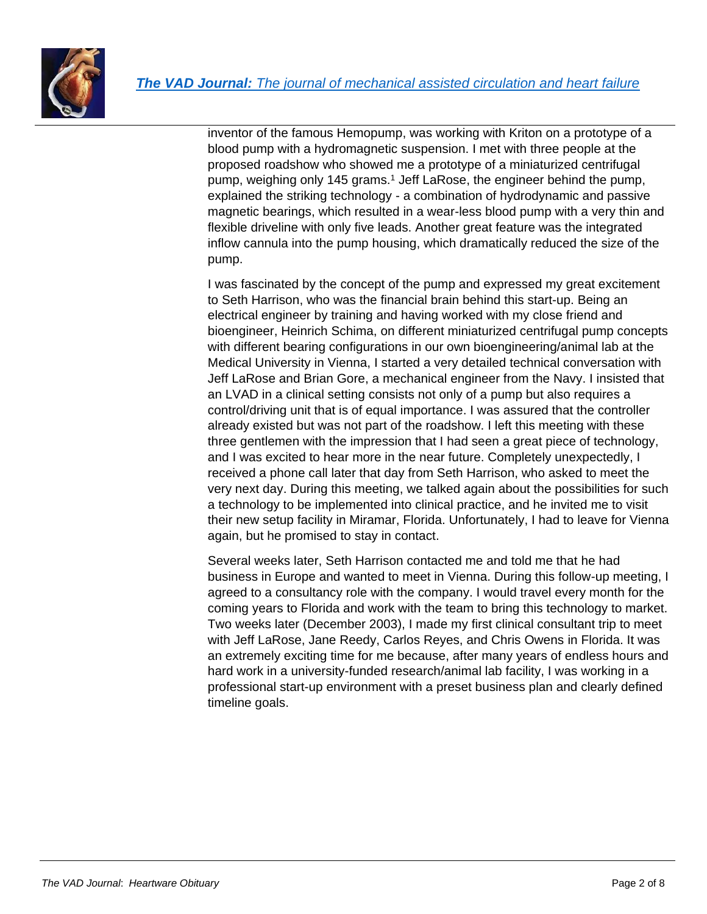inventor of the famous Hemopump, was working with Kriton on a prototype of a blood pump with a hydromagnetic suspension. I met with three people at the proposed roadshow who showed me a prototype of a miniaturized centrifugal pump, weighing only 145 grams.[1] Jeff LaRose, the engineer behind the pump, explained the striking technology - a combination of hydrodynamic and passive magnetic bearings, which resulted in a wear-less blood pump with a very thin and flexible driveline with only five leads. Another great feature was the integrated inflow cannula into the pump housing, which dramatically reduced the size of the pump.

I was fascinated by the concept of the pump and expressed my great excitement to Seth Harrison, who was the financial brain behind this start-up. Being an electrical engineer by training and having worked with my close friend and bioengineer, Heinrich Schima, on different miniaturized centrifugal pump concepts with different bearing configurations in our own bioengineering/animal lab at the Medical University in Vienna, I started a very detailed technical conversation with Jeff LaRose and Brian Gore, a mechanical engineer from the Navy. I insisted that an LVAD in a clinical setting consists not only of a pump but also requires a control/driving unit that is of equal importance. I was assured that the controller already existed but was not part of the roadshow. I left this meeting with these three gentlemen with the impression that I had seen a great piece of technology, and I was excited to hear more in the near future. Completely unexpectedly, I received a phone call later that day from Seth Harrison, who asked to meet the very next day. During this meeting, we talked again about the possibilities for such a technology to be implemented into clinical practice, and he invited me to visit their new setup facility in Miramar, Florida. Unfortunately, I had to leave for Vienna again, but he promised to stay in contact.

Several weeks later, Seth Harrison contacted me and told me that he had business in Europe and wanted to meet in Vienna. During this follow-up meeting, I agreed to a consultancy role with the company. I would travel every month for the coming years to Florida and work with the team to bring this technology to market. Two weeks later (December 2003), I made my first clinical consultant trip to meet with Jeff LaRose, Jane Reedy, Carlos Reyes, and Chris Owens in Florida. It was an extremely exciting time for me because, after many years of endless hours and hard work in a university-funded research/animal lab facility, I was working in a professional start-up environment with a preset business plan and clearly defined timeline goals.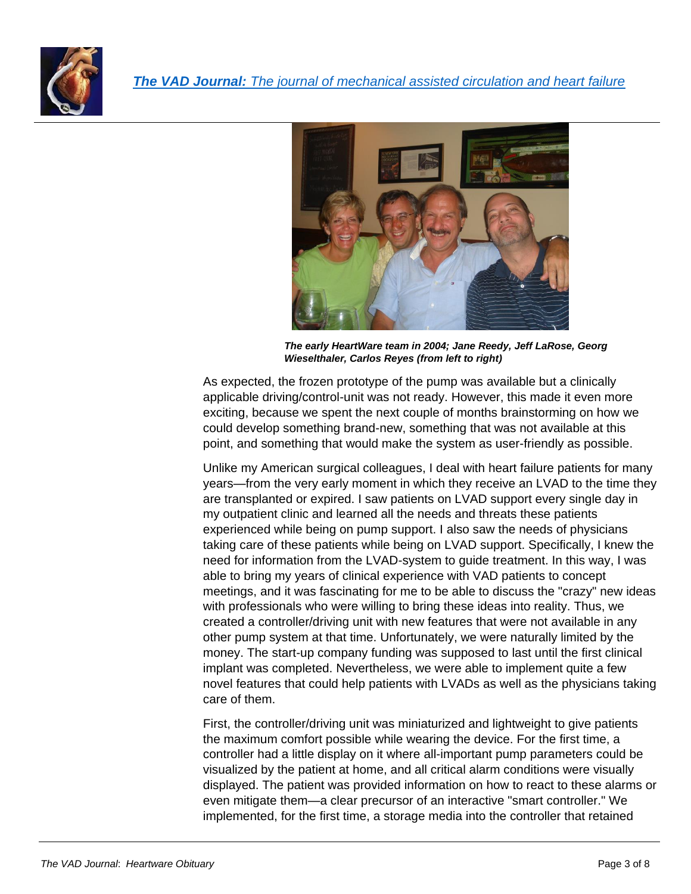*The early HeartWare team in 2004; Jane Reedy, Jeff LaRose, Georg Wieselthaler, Carlos Reyes (from left to right)*

As expected, the frozen prototype of the pump was available but a clinically applicable driving/control-unit was not ready. However, this made it even more exciting, because we spent the next couple of months brainstorming on how we could develop something brand-new, something that was not available at this point, and something that would make the system as user-friendly as possible.

Unlike my American surgical colleagues, I deal with heart failure patients for many years—from the very early moment in which they receive an LVAD to the time they are transplanted or expired. I saw patients on LVAD support every single day in my outpatient clinic and learned all the needs and threats these patients experienced while being on pump support. I also saw the needs of physicians taking care of these patients while being on LVAD support. Specifically, I knew the need for information from the LVAD-system to guide treatment. In this way, I was able to bring my years of clinical experience with VAD patients to concept meetings, and it was fascinating for me to be able to discuss the "crazy" new ideas with professionals who were willing to bring these ideas into reality. Thus, we created a controller/driving unit with new features that were not available in any other pump system at that time. Unfortunately, we were naturally limited by the money. The start-up company funding was supposed to last until the first clinical implant was completed. Nevertheless, we were able to implement quite a few novel features that could help patients with LVADs as well as the physicians taking care of them.

First, the controller/driving unit was miniaturized and lightweight to give patients the maximum comfort possible while wearing the device. For the first time, a controller had a little display on it where all-important pump parameters could be visualized by the patient at home, and all critical alarm conditions were visually displayed. The patient was provided information on how to react to these alarms or even mitigate them—a clear precursor of an interactive "smart controller." We implemented, for the first time, a storage media into the controller that retained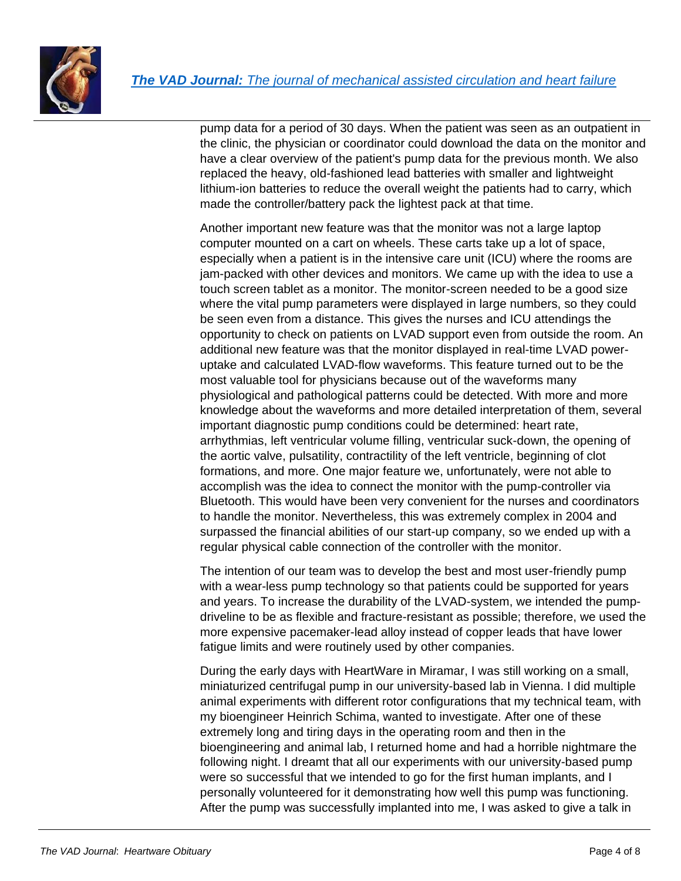pump data for a period of 30 days. When the patient was seen as an outpatient in the clinic, the physician or coordinator could download the data on the monitor and have a clear overview of the patient's pump data for the previous month. We also replaced the heavy, old-fashioned lead batteries with smaller and lightweight lithium-ion batteries to reduce the overall weight the patients had to carry, which made the controller/battery pack the lightest pack at that time.

Another important new feature was that the monitor was not a large laptop computer mounted on a cart on wheels. These carts take up a lot of space, especially when a patient is in the intensive care unit (ICU) where the rooms are jam-packed with other devices and monitors. We came up with the idea to use a touch screen tablet as a monitor. The monitor-screen needed to be a good size where the vital pump parameters were displayed in large numbers, so they could be seen even from a distance. This gives the nurses and ICU attendings the opportunity to check on patients on LVAD support even from outside the room. An additional new feature was that the monitor displayed in real-time LVAD power-uptake and calculated LVAD-flow waveforms. This feature turned out to be the most valuable tool for physicians because out of the waveforms many physiological and pathological patterns could be detected. With more and more knowledge about the waveforms and more detailed interpretation of them, several important diagnostic pump conditions could be determined: heart rate, arrhythmias, left ventricular volume filling, ventricular suck-down, the opening of the aortic valve, pulsatility, contractility of the left ventricle, beginning of clot formations, and more. One major feature we, unfortunately, were not able to accomplish was the idea to connect the monitor with the pump-controller via Bluetooth. This would have been very convenient for the nurses and coordinators to handle the monitor. Nevertheless, this was extremely complex in 2004 and surpassed the financial abilities of our start-up company, so we ended up with a regular physical cable connection of the controller with the monitor.

The intention of our team was to develop the best and most user-friendly pump with a wear-less pump technology so that patients could be supported for years and years. To increase the durability of the LVAD-system, we intended the pump-driveline to be as flexible and fracture-resistant as possible; therefore, we used the more expensive pacemaker-lead alloy instead of copper leads that have lower fatigue limits and were routinely used by other companies.

During the early days with HeartWare in Miramar, I was still working on a small, miniaturized centrifugal pump in our university-based lab in Vienna. I did multiple animal experiments with different rotor configurations that my technical team, with my bioengineer Heinrich Schima, wanted to investigate. After one of these extremely long and tiring days in the operating room and then in the bioengineering and animal lab, I returned home and had a horrible nightmare the following night. I dreamt that all our experiments with our university-based pump were so successful that we intended to go for the first human implants, and I personally volunteered for it demonstrating how well this pump was functioning. After the pump was successfully implanted into me, I was asked to give a talk in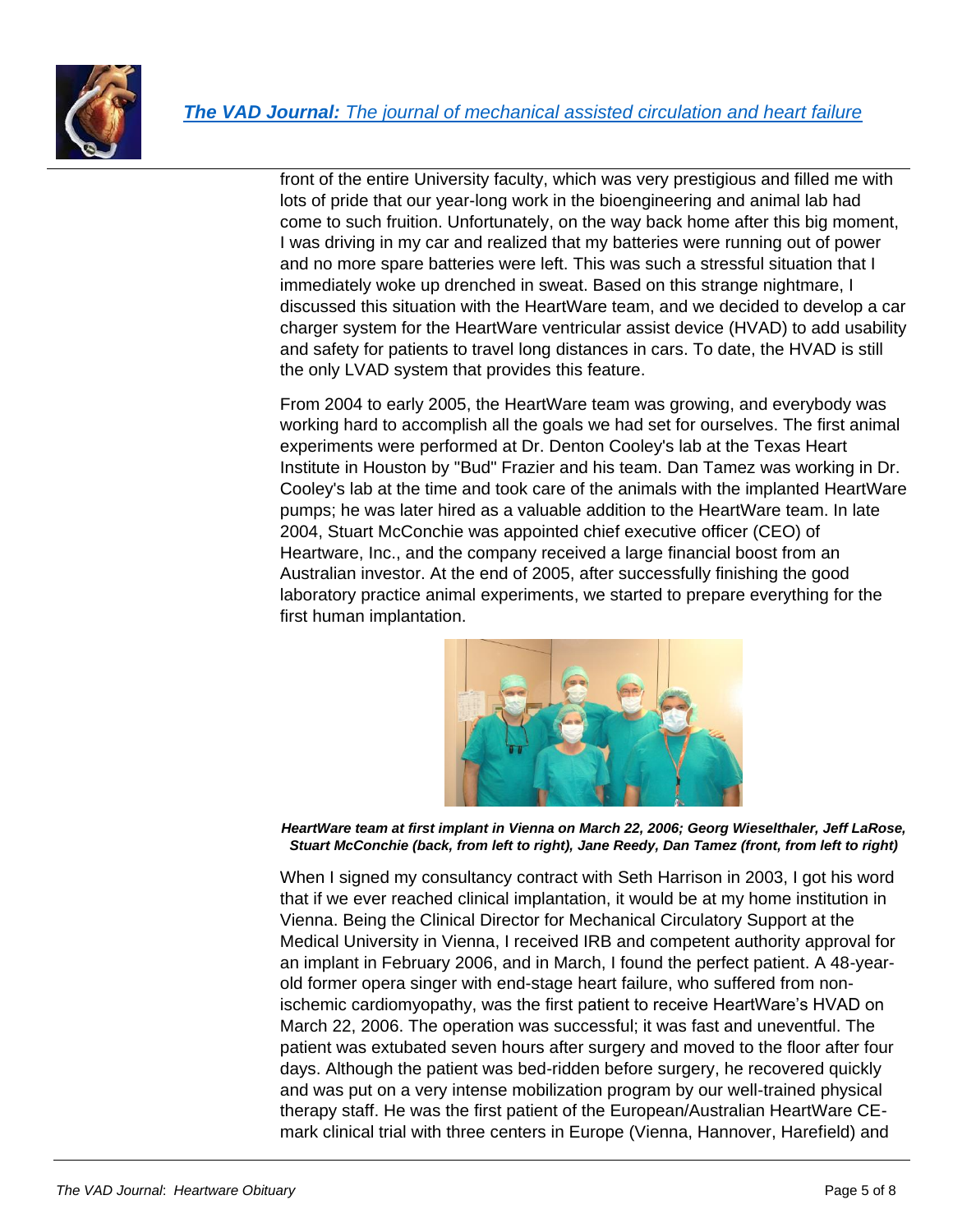front of the entire University faculty, which was very prestigious and filled me with lots of pride that our year-long work in the bioengineering and animal lab had come to such fruition. Unfortunately, on the way back home after this big moment, I was driving in my car and realized that my batteries were running out of power and no more spare batteries were left. This was such a stressful situation that I immediately woke up drenched in sweat. Based on this strange nightmare, I discussed this situation with the HeartWare team, and we decided to develop a car charger system for the HeartWare ventricular assist device (HVAD) to add usability and safety for patients to travel long distances in cars. To date, the HVAD is still the only LVAD system that provides this feature.

From 2004 to early 2005, the HeartWare team was growing, and everybody was working hard to accomplish all the goals we had set for ourselves. The first animal experiments were performed at Dr. Denton Cooley's lab at the Texas Heart Institute in Houston by "Bud" Frazier and his team. Dan Tamez was working in Dr. Cooley's lab at the time and took care of the animals with the implanted HeartWare pumps; he was later hired as a valuable addition to the HeartWare team. In late 2004, Stuart McConchie was appointed chief executive officer (CEO) of Heartware, Inc., and the company received a large financial boost from an Australian investor. At the end of 2005, after successfully finishing the good laboratory practice animal experiments, we started to prepare everything for the first human implantation.

***HeartWare team at first implant in Vienna on March 22, 2006; Georg Wieselthaler, Jeff LaRose, Stuart McConchie (back, from left to right), Jane Reedy, Dan Tamez (front, from left to right)***

When I signed my consultancy contract with Seth Harrison in 2003, I got his word that if we ever reached clinical implantation, it would be at my home institution in Vienna. Being the Clinical Director for Mechanical Circulatory Support at the Medical University in Vienna, I received IRB and competent authority approval for an implant in February 2006, and in March, I found the perfect patient. A 48-year-old former opera singer with end-stage heart failure, who suffered from non-ischemic cardiomyopathy, was the first patient to receive HeartWare's HVAD on March 22, 2006. The operation was successful; it was fast and uneventful. The patient was extubated seven hours after surgery and moved to the floor after four days. Although the patient was bed-ridden before surgery, he recovered quickly and was put on a very intense mobilization program by our well-trained physical therapy staff. He was the first patient of the European/Australian HeartWare CE-mark clinical trial with three centers in Europe (Vienna, Hannover, Harefield) and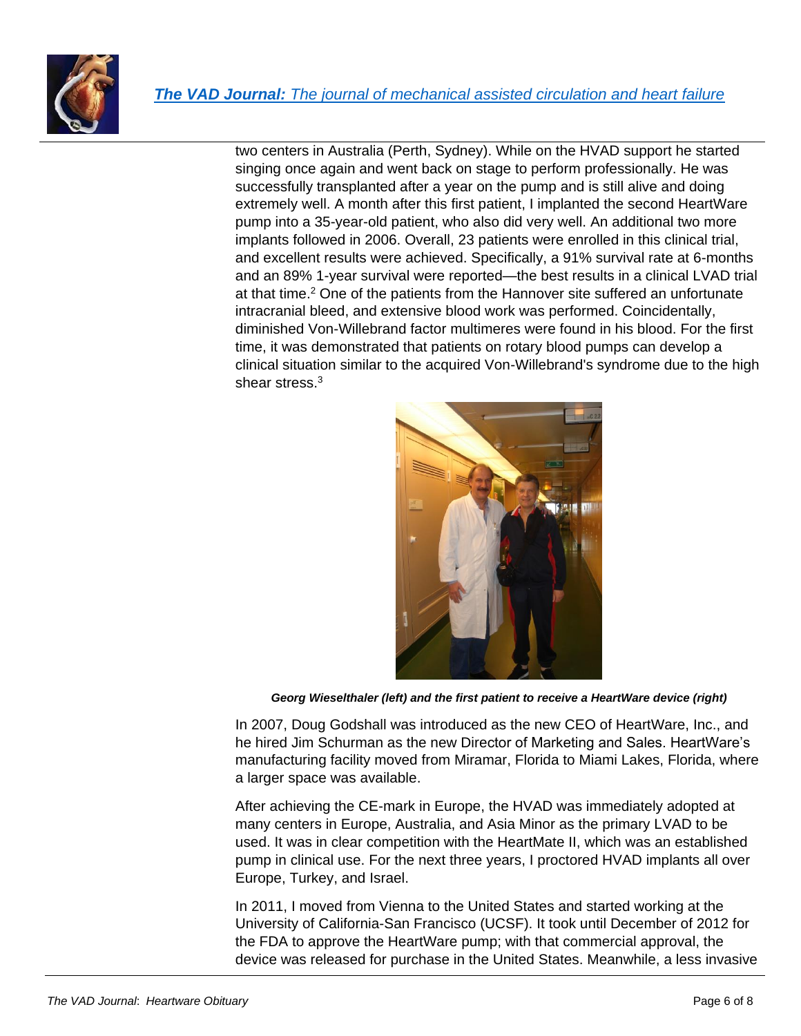two centers in Australia (Perth, Sydney). While on the HVAD support he started singing once again and went back on stage to perform professionally. He was successfully transplanted after a year on the pump and is still alive and doing extremely well. A month after this first patient, I implanted the second HeartWare pump into a 35-year-old patient, who also did very well. An additional two more implants followed in 2006. Overall, 23 patients were enrolled in this clinical trial, and excellent results were achieved. Specifically, a 91% survival rate at 6-months and an 89% 1-year survival were reported—the best results in a clinical LVAD trial at that time.[2] One of the patients from the Hannover site suffered an unfortunate intracranial bleed, and extensive blood work was performed. Coincidentally, diminished Von-Willebrand factor multimeres were found in his blood. For the first time, it was demonstrated that patients on rotary blood pumps can develop a clinical situation similar to the acquired Von-Willebrand's syndrome due to the high shear stress.[3]

***Georg Wieselthaler (left) and the first patient to receive a HeartWare device (right)***

In 2007, Doug Godshall was introduced as the new CEO of HeartWare, Inc., and he hired Jim Schurman as the new Director of Marketing and Sales. HeartWare's manufacturing facility moved from Miramar, Florida to Miami Lakes, Florida, where a larger space was available.

After achieving the CE-mark in Europe, the HVAD was immediately adopted at many centers in Europe, Australia, and Asia Minor as the primary LVAD to be used. It was in clear competition with the HeartMate II, which was an established pump in clinical use. For the next three years, I proctored HVAD implants all over Europe, Turkey, and Israel.

In 2011, I moved from Vienna to the United States and started working at the University of California-San Francisco (UCSF). It took until December of 2012 for the FDA to approve the HeartWare pump; with that commercial approval, the device was released for purchase in the United States. Meanwhile, a less invasive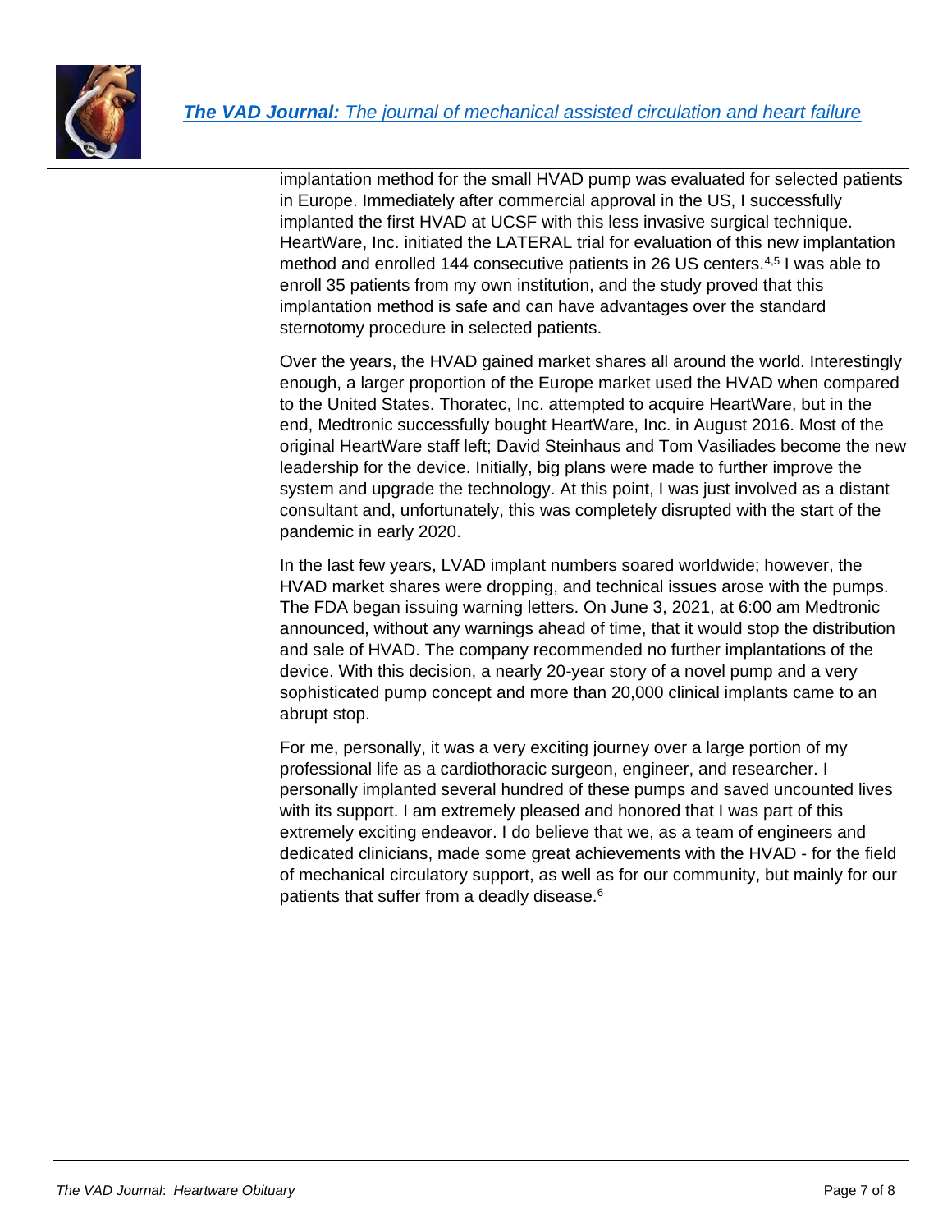implantation method for the small HVAD pump was evaluated for selected patients in Europe. Immediately after commercial approval in the US, I successfully implanted the first HVAD at UCSF with this less invasive surgical technique. HeartWare, Inc. initiated the LATERAL trial for evaluation of this new implantation method and enrolled 144 consecutive patients in 26 US centers.[4,5] I was able to enroll 35 patients from my own institution, and the study proved that this implantation method is safe and can have advantages over the standard sternotomy procedure in selected patients.

Over the years, the HVAD gained market shares all around the world. Interestingly enough, a larger proportion of the Europe market used the HVAD when compared to the United States. Thoratec, Inc. attempted to acquire HeartWare, but in the end, Medtronic successfully bought HeartWare, Inc. in August 2016. Most of the original HeartWare staff left; David Steinhaus and Tom Vasiliades become the new leadership for the device. Initially, big plans were made to further improve the system and upgrade the technology. At this point, I was just involved as a distant consultant and, unfortunately, this was completely disrupted with the start of the pandemic in early 2020.

In the last few years, LVAD implant numbers soared worldwide; however, the HVAD market shares were dropping, and technical issues arose with the pumps. The FDA began issuing warning letters. On June 3, 2021, at 6:00 am Medtronic announced, without any warnings ahead of time, that it would stop the distribution and sale of HVAD. The company recommended no further implantations of the device. With this decision, a nearly 20-year story of a novel pump and a very sophisticated pump concept and more than 20,000 clinical implants came to an abrupt stop.

For me, personally, it was a very exciting journey over a large portion of my professional life as a cardiothoracic surgeon, engineer, and researcher. I personally implanted several hundred of these pumps and saved uncounted lives with its support. I am extremely pleased and honored that I was part of this extremely exciting endeavor. I do believe that we, as a team of engineers and dedicated clinicians, made some great achievements with the HVAD - for the field of mechanical circulatory support, as well as for our community, but mainly for our patients that suffer from a deadly disease.[6]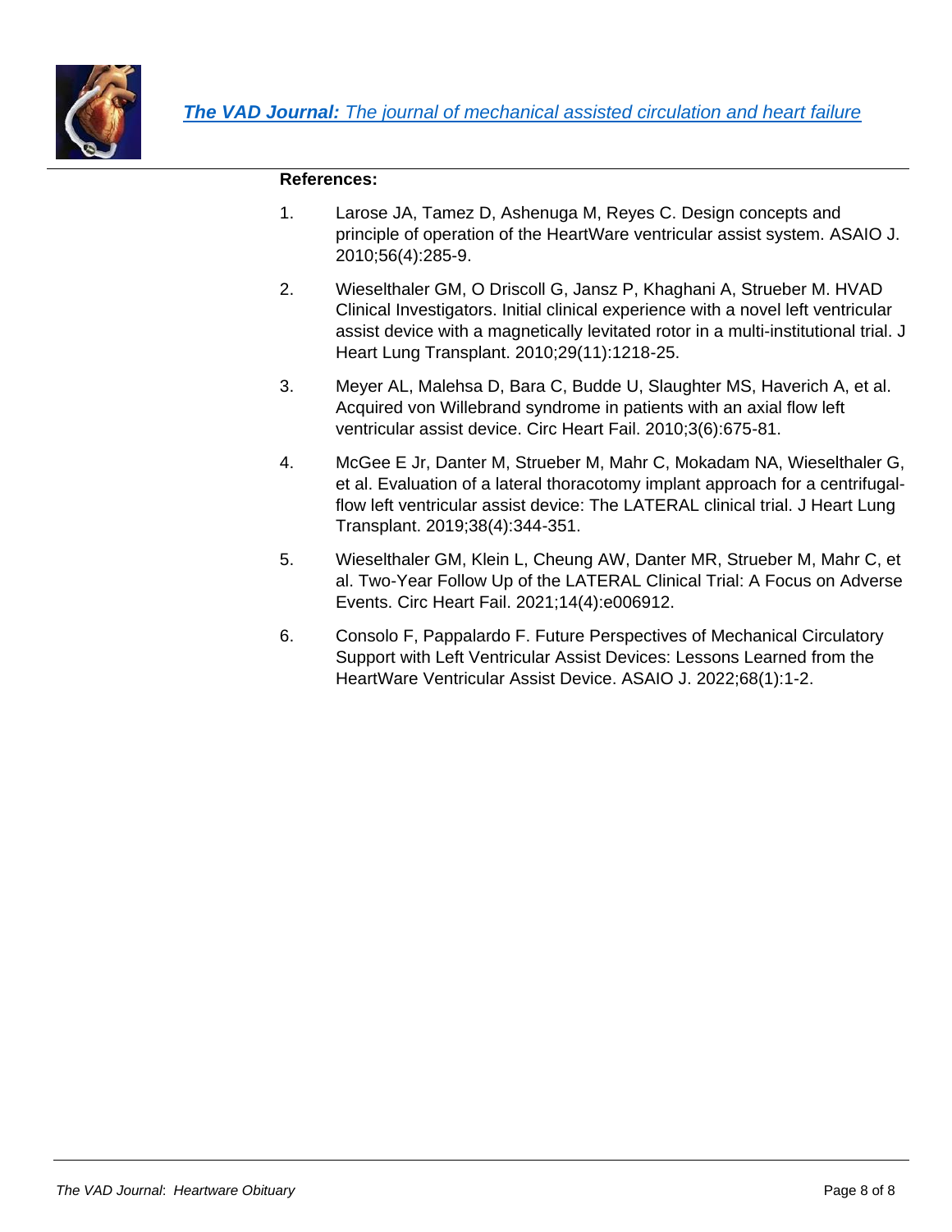**References:**

1. Larose JA, Tamez D, Ashenuga M, Reyes C. Design concepts and principle of operation of the HeartWare ventricular assist system. ASAIO J. 2010;56(4):285-9.

2. Wieselthaler GM, O Driscoll G, Jansz P, Khaghani A, Strueber M. HVAD Clinical Investigators. Initial clinical experience with a novel left ventricular assist device with a magnetically levitated rotor in a multi-institutional trial. J Heart Lung Transplant. 2010;29(11):1218-25.

3. Meyer AL, Malehsa D, Bara C, Budde U, Slaughter MS, Haverich A, et al. Acquired von Willebrand syndrome in patients with an axial flow left ventricular assist device. Circ Heart Fail. 2010;3(6):675-81.

4. McGee E Jr, Danter M, Strueber M, Mahr C, Mokadam NA, Wieselthaler G, et al. Evaluation of a lateral thoracotomy implant approach for a centrifugal-flow left ventricular assist device: The LATERAL clinical trial. J Heart Lung Transplant. 2019;38(4):344-351.

5. Wieselthaler GM, Klein L, Cheung AW, Danter MR, Strueber M, Mahr C, et al. Two-Year Follow Up of the LATERAL Clinical Trial: A Focus on Adverse Events. Circ Heart Fail. 2021;14(4):e006912.

6. Consolo F, Pappalardo F. Future Perspectives of Mechanical Circulatory Support with Left Ventricular Assist Devices: Lessons Learned from the HeartWare Ventricular Assist Device. ASAIO J. 2022;68(1):1-2.